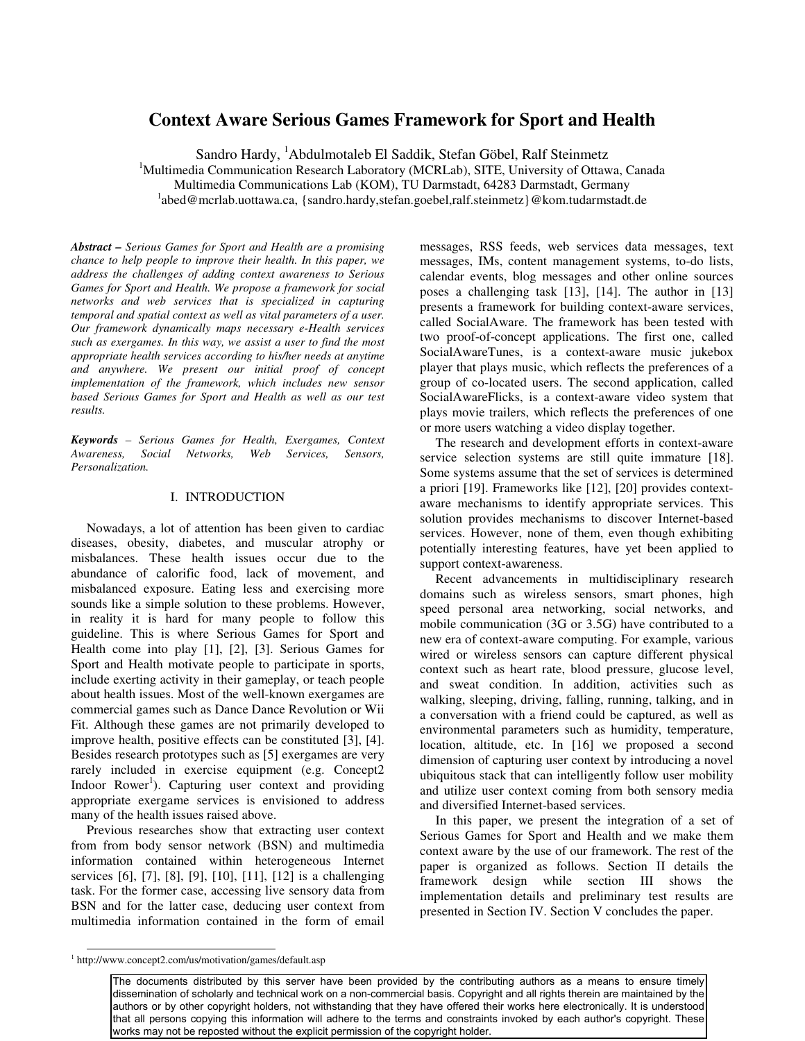# Context Aware Serious Games Framework for Sport and Health

Sandro Hardy, [1]Abdulmotaleb El Saddik, Stefan Göbel, Ralf Steinmetz

[1]Multimedia Communication Research Laboratory (MCRLab), SITE, University of Ottawa, Canada

Multimedia Communications Lab (KOM), TU Darmstadt, 64283 Darmstadt, Germany

[1]abed@mcrlab.uottawa.ca, {sandro.hardy,stefan.goebel,ralf.steinmetz}@kom.tudarmstadt.de

***Abstract –*** *Serious Games for Sport and Health are a promising chance to help people to improve their health. In this paper, we address the challenges of adding context awareness to Serious Games for Sport and Health. We propose a framework for social networks and web services that is specialized in capturing temporal and spatial context as well as vital parameters of a user. Our framework dynamically maps necessary e-Health services such as exergames. In this way, we assist a user to find the most appropriate health services according to his/her needs at anytime and anywhere. We present our initial proof of concept implementation of the framework, which includes new sensor based Serious Games for Sport and Health as well as our test results.*

***Keywords*** *– Serious Games for Health, Exergames, Context Awareness, Social Networks, Web Services, Sensors, Personalization.*

## I. INTRODUCTION

Nowadays, a lot of attention has been given to cardiac diseases, obesity, diabetes, and muscular atrophy or misbalances. These health issues occur due to the abundance of calorific food, lack of movement, and misbalanced exposure. Eating less and exercising more sounds like a simple solution to these problems. However, in reality it is hard for many people to follow this guideline. This is where Serious Games for Sport and Health come into play [1], [2], [3]. Serious Games for Sport and Health motivate people to participate in sports, include exerting activity in their gameplay, or teach people about health issues. Most of the well-known exergames are commercial games such as Dance Dance Revolution or Wii Fit. Although these games are not primarily developed to improve health, positive effects can be constituted [3], [4]. Besides research prototypes such as [5] exergames are very rarely included in exercise equipment (e.g. Concept2 Indoor Rower[1]). Capturing user context and providing appropriate exergame services is envisioned to address many of the health issues raised above.

Previous researches show that extracting user context from from body sensor network (BSN) and multimedia information contained within heterogeneous Internet services [6], [7], [8], [9], [10], [11], [12] is a challenging task. For the former case, accessing live sensory data from BSN and for the latter case, deducing user context from multimedia information contained in the form of email messages, RSS feeds, web services data messages, text messages, IMs, content management systems, to-do lists, calendar events, blog messages and other online sources poses a challenging task [13], [14]. The author in [13] presents a framework for building context-aware services, called SocialAware. The framework has been tested with two proof-of-concept applications. The first one, called SocialAwareTunes, is a context-aware music jukebox player that plays music, which reflects the preferences of a group of co-located users. The second application, called SocialAwareFlicks, is a context-aware video system that plays movie trailers, which reflects the preferences of one or more users watching a video display together.

The research and development efforts in context-aware service selection systems are still quite immature [18]. Some systems assume that the set of services is determined a priori [19]. Frameworks like [12], [20] provides context-aware mechanisms to identify appropriate services. This solution provides mechanisms to discover Internet-based services. However, none of them, even though exhibiting potentially interesting features, have yet been applied to support context-awareness.

Recent advancements in multidisciplinary research domains such as wireless sensors, smart phones, high speed personal area networking, social networks, and mobile communication (3G or 3.5G) have contributed to a new era of context-aware computing. For example, various wired or wireless sensors can capture different physical context such as heart rate, blood pressure, glucose level, and sweat condition. In addition, activities such as walking, sleeping, driving, falling, running, talking, and in a conversation with a friend could be captured, as well as environmental parameters such as humidity, temperature, location, altitude, etc. In [16] we proposed a second dimension of capturing user context by introducing a novel ubiquitous stack that can intelligently follow user mobility and utilize user context coming from both sensory media and diversified Internet-based services.

In this paper, we present the integration of a set of Serious Games for Sport and Health and we make them context aware by the use of our framework. The rest of the paper is organized as follows. Section II details the framework design while section III shows the implementation details and preliminary test results are presented in Section IV. Section V concludes the paper.

[1] http://www.concept2.com/us/motivation/games/default.asp

The documents distributed by this server have been provided by the contributing authors as a means to ensure timely dissemination of scholarly and technical work on a non-commercial basis. Copyright and all rights therein are maintained by the authors or by other copyright holders, not withstanding that they have offered their works here electronically. It is understood that all persons copying this information will adhere to the terms and constraints invoked by each author's copyright. These works may not be reposted without the explicit permission of the copyright holder.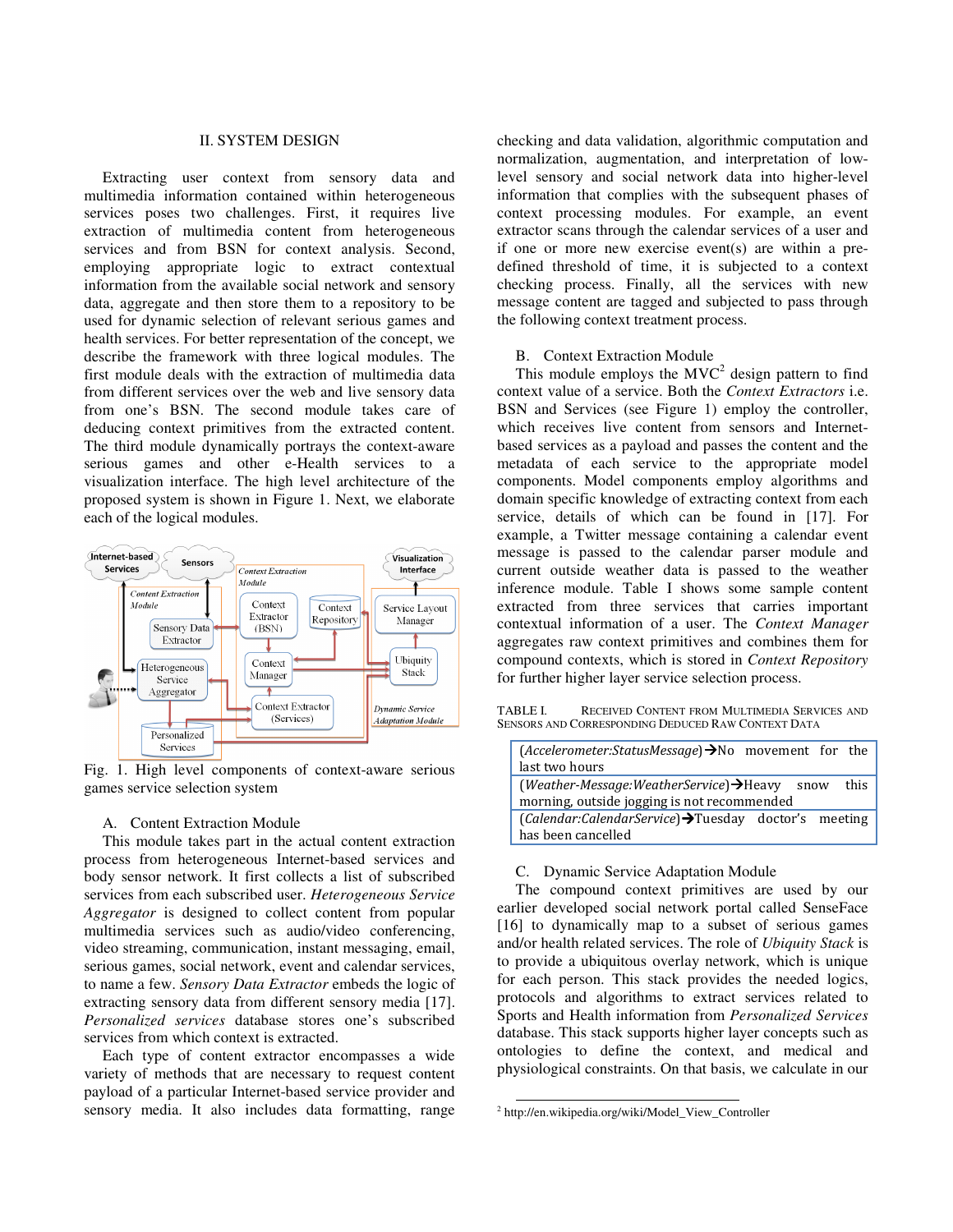## II. SYSTEM DESIGN

Extracting user context from sensory data and multimedia information contained within heterogeneous services poses two challenges. First, it requires live extraction of multimedia content from heterogeneous services and from BSN for context analysis. Second, employing appropriate logic to extract contextual information from the available social network and sensory data, aggregate and then store them to a repository to be used for dynamic selection of relevant serious games and health services. For better representation of the concept, we describe the framework with three logical modules. The first module deals with the extraction of multimedia data from different services over the web and live sensory data from one's BSN. The second module takes care of deducing context primitives from the extracted content. The third module dynamically portrays the context-aware serious games and other e-Health services to a visualization interface. The high level architecture of the proposed system is shown in Figure 1. Next, we elaborate each of the logical modules.

Internet-based Services
Sensors
Visualization Interface
Content Extraction Module
Content Extraction Module
Sensory Data Extractor
Context Extractor (BSN)
Context Repository
Service Layout Manager
Context Manager
Ubiquity Stack
Heterogeneous Service Aggregator
Context Extractor (Services)
Dynamic Service Adaptation Module
Personalized Services

Fig. 1. High level components of context-aware serious games service selection system

### A. Content Extraction Module

This module takes part in the actual content extraction process from heterogeneous Internet-based services and body sensor network. It first collects a list of subscribed services from each subscribed user. *Heterogeneous Service Aggregator* is designed to collect content from popular multimedia services such as audio/video conferencing, video streaming, communication, instant messaging, email, serious games, social network, event and calendar services, to name a few. *Sensory Data Extractor* embeds the logic of extracting sensory data from different sensory media [17]. *Personalized services* database stores one's subscribed services from which context is extracted.

Each type of content extractor encompasses a wide variety of methods that are necessary to request content payload of a particular Internet-based service provider and sensory media. It also includes data formatting, range checking and data validation, algorithmic computation and normalization, augmentation, and interpretation of low-level sensory and social network data into higher-level information that complies with the subsequent phases of context processing modules. For example, an event extractor scans through the calendar services of a user and if one or more new exercise event(s) are within a pre-defined threshold of time, it is subjected to a context checking process. Finally, all the services with new message content are tagged and subjected to pass through the following context treatment process.

### B. Context Extraction Module

This module employs the MVC[2] design pattern to find context value of a service. Both the *Context Extractors* i.e. BSN and Services (see Figure 1) employ the controller, which receives live content from sensors and Internet-based services as a payload and passes the content and the metadata of each service to the appropriate model components. Model components employ algorithms and domain specific knowledge of extracting context from each service, details of which can be found in [17]. For example, a Twitter message containing a calendar event message is passed to the calendar parser module and current outside weather data is passed to the weather inference module. Table I shows some sample content extracted from three services that carries important contextual information of a user. The *Context Manager* aggregates raw context primitives and combines them for compound contexts, which is stored in *Context Repository* for further higher layer service selection process.

TABLE I. RECEIVED CONTENT FROM MULTIMEDIA SERVICES AND SENSORS AND CORRESPONDING DEDUCED RAW CONTEXT DATA

| |
|---|
| (*Accelerometer:StatusMessage*)→No movement for the last two hours |
| (*Weather-Message:WeatherService*)→Heavy snow this morning, outside jogging is not recommended |
| (*Calendar:CalendarService*)→Tuesday doctor's meeting has been cancelled |

### C. Dynamic Service Adaptation Module

The compound context primitives are used by our earlier developed social network portal called SenseFace [16] to dynamically map to a subset of serious games and/or health related services. The role of *Ubiquity Stack* is to provide a ubiquitous overlay network, which is unique for each person. This stack provides the needed logics, protocols and algorithms to extract services related to Sports and Health information from *Personalized Services* database. This stack supports higher layer concepts such as ontologies to define the context, and medical and physiological constraints. On that basis, we calculate in our

[2] http://en.wikipedia.org/wiki/Model_View_Controller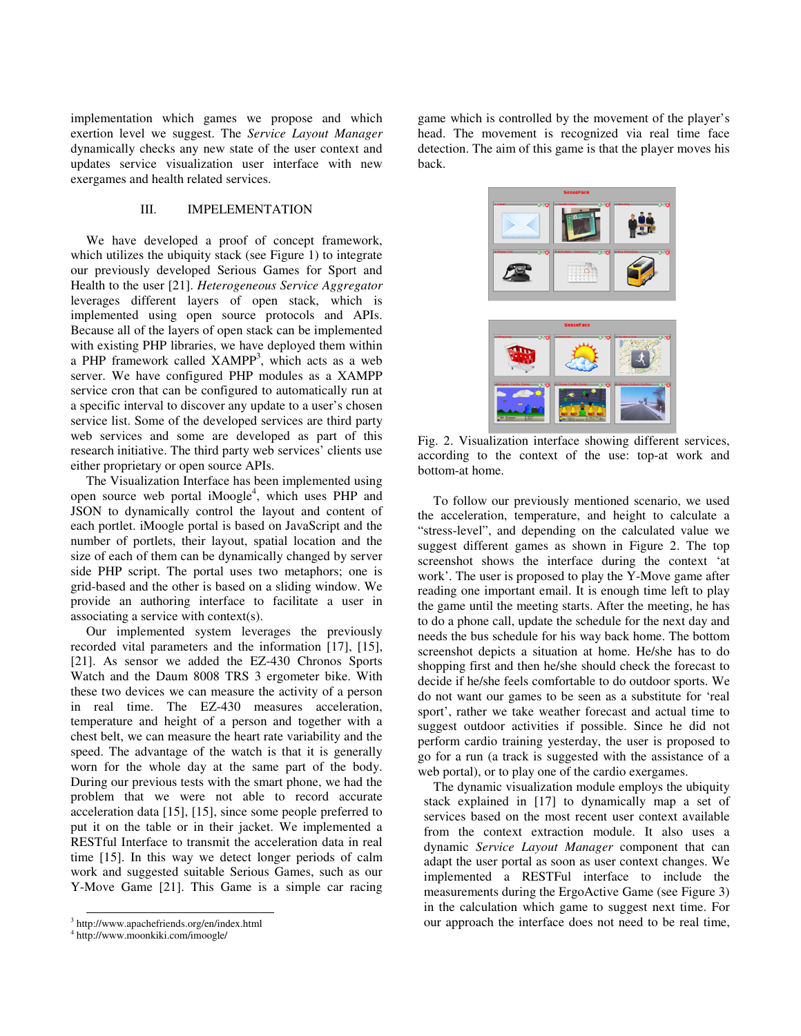implementation which games we propose and which exertion level we suggest. The *Service Layout Manager* dynamically checks any new state of the user context and updates service visualization user interface with new exergames and health related services.

## III. IMPELEMENTATION

We have developed a proof of concept framework, which utilizes the ubiquity stack (see Figure 1) to integrate our previously developed Serious Games for Sport and Health to the user [21]. *Heterogeneous Service Aggregator* leverages different layers of open stack, which is implemented using open source protocols and APIs. Because all of the layers of open stack can be implemented with existing PHP libraries, we have deployed them within a PHP framework called XAMPP[3], which acts as a web server. We have configured PHP modules as a XAMPP service cron that can be configured to automatically run at a specific interval to discover any update to a user's chosen service list. Some of the developed services are third party web services and some are developed as part of this research initiative. The third party web services' clients use either proprietary or open source APIs.

The Visualization Interface has been implemented using open source web portal iMoogle[4], which uses PHP and JSON to dynamically control the layout and content of each portlet. iMoogle portal is based on JavaScript and the number of portlets, their layout, spatial location and the size of each of them can be dynamically changed by server side PHP script. The portal uses two metaphors; one is grid-based and the other is based on a sliding window. We provide an authoring interface to facilitate a user in associating a service with context(s).

Our implemented system leverages the previously recorded vital parameters and the information [17], [15], [21]. As sensor we added the EZ-430 Chronos Sports Watch and the Daum 8008 TRS 3 ergometer bike. With these two devices we can measure the activity of a person in real time. The EZ-430 measures acceleration, temperature and height of a person and together with a chest belt, we can measure the heart rate variability and the speed. The advantage of the watch is that it is generally worn for the whole day at the same part of the body. During our previous tests with the smart phone, we had the problem that we were not able to record accurate acceleration data [15], [15], since some people preferred to put it on the table or in their jacket. We implemented a RESTful Interface to transmit the acceleration data in real time [15]. In this way we detect longer periods of calm work and suggested suitable Serious Games, such as our Y-Move Game [21]. This Game is a simple car racing game which is controlled by the movement of the player's head. The movement is recognized via real time face detection. The aim of this game is that the player moves his back.

Fig. 2. Visualization interface showing different services, according to the context of the use: top-at work and bottom-at home.

To follow our previously mentioned scenario, we used the acceleration, temperature, and height to calculate a "stress-level", and depending on the calculated value we suggest different games as shown in Figure 2. The top screenshot shows the interface during the context 'at work'. The user is proposed to play the Y-Move game after reading one important email. It is enough time left to play the game until the meeting starts. After the meeting, he has to do a phone call, update the schedule for the next day and needs the bus schedule for his way back home. The bottom screenshot depicts a situation at home. He/she has to do shopping first and then he/she should check the forecast to decide if he/she feels comfortable to do outdoor sports. We do not want our games to be seen as a substitute for 'real sport', rather we take weather forecast and actual time to suggest outdoor activities if possible. Since he did not perform cardio training yesterday, the user is proposed to go for a run (a track is suggested with the assistance of a web portal), or to play one of the cardio exergames.

The dynamic visualization module employs the ubiquity stack explained in [17] to dynamically map a set of services based on the most recent user context available from the context extraction module. It also uses a dynamic *Service Layout Manager* component that can adapt the user portal as soon as user context changes. We implemented a RESTFul interface to include the measurements during the ErgoActive Game (see Figure 3) in the calculation which game to suggest next time. For our approach the interface does not need to be real time,

[3] http://www.apachefriends.org/en/index.html

[4] http://www.moonkiki.com/imoogle/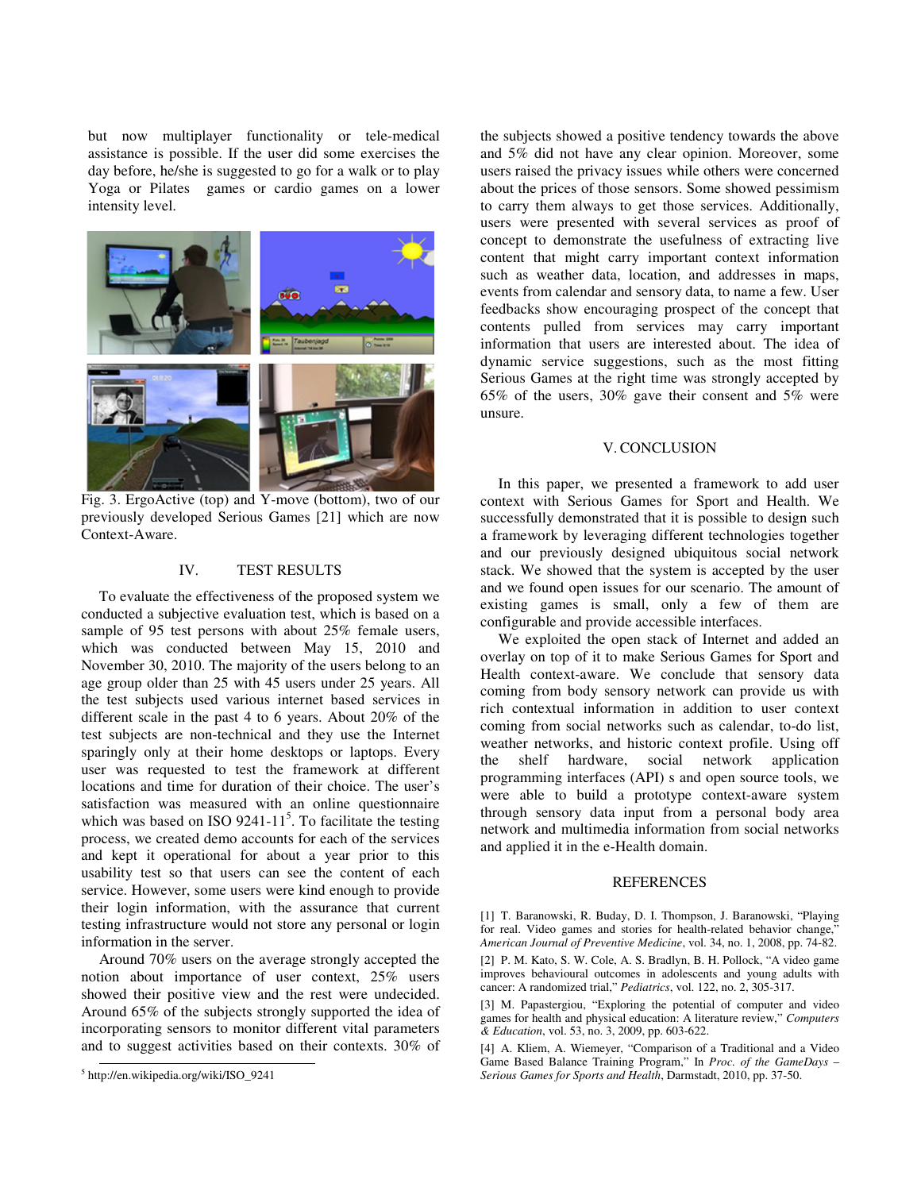but now multiplayer functionality or tele-medical assistance is possible. If the user did some exercises the day before, he/she is suggested to go for a walk or to play Yoga or Pilates games or cardio games on a lower intensity level.

Fig. 3. ErgoActive (top) and Y-move (bottom), two of our previously developed Serious Games [21] which are now Context-Aware.

## IV. TEST RESULTS

To evaluate the effectiveness of the proposed system we conducted a subjective evaluation test, which is based on a sample of 95 test persons with about 25% female users, which was conducted between May 15, 2010 and November 30, 2010. The majority of the users belong to an age group older than 25 with 45 users under 25 years. All the test subjects used various internet based services in different scale in the past 4 to 6 years. About 20% of the test subjects are non-technical and they use the Internet sparingly only at their home desktops or laptops. Every user was requested to test the framework at different locations and time for duration of their choice. The user's satisfaction was measured with an online questionnaire which was based on ISO 9241-11[5]. To facilitate the testing process, we created demo accounts for each of the services and kept it operational for about a year prior to this usability test so that users can see the content of each service. However, some users were kind enough to provide their login information, with the assurance that current testing infrastructure would not store any personal or login information in the server.

Around 70% users on the average strongly accepted the notion about importance of user context, 25% users showed their positive view and the rest were undecided. Around 65% of the subjects strongly supported the idea of incorporating sensors to monitor different vital parameters and to suggest activities based on their contexts. 30% of the subjects showed a positive tendency towards the above and 5% did not have any clear opinion. Moreover, some users raised the privacy issues while others were concerned about the prices of those sensors. Some showed pessimism to carry them always to get those services. Additionally, users were presented with several services as proof of concept to demonstrate the usefulness of extracting live content that might carry important context information such as weather data, location, and addresses in maps, events from calendar and sensory data, to name a few. User feedbacks show encouraging prospect of the concept that contents pulled from services may carry important information that users are interested about. The idea of dynamic service suggestions, such as the most fitting Serious Games at the right time was strongly accepted by 65% of the users, 30% gave their consent and 5% were unsure.

[5] http://en.wikipedia.org/wiki/ISO_9241

## V. CONCLUSION

In this paper, we presented a framework to add user context with Serious Games for Sport and Health. We successfully demonstrated that it is possible to design such a framework by leveraging different technologies together and our previously designed ubiquitous social network stack. We showed that the system is accepted by the user and we found open issues for our scenario. The amount of existing games is small, only a few of them are configurable and provide accessible interfaces.

We exploited the open stack of Internet and added an overlay on top of it to make Serious Games for Sport and Health context-aware. We conclude that sensory data coming from body sensory network can provide us with rich contextual information in addition to user context coming from social networks such as calendar, to-do list, weather networks, and historic context profile. Using off the shelf hardware, social network application programming interfaces (API) s and open source tools, we were able to build a prototype context-aware system through sensory data input from a personal body area network and multimedia information from social networks and applied it in the e-Health domain.

## REFERENCES

[1] T. Baranowski, R. Buday, D. I. Thompson, J. Baranowski, "Playing for real. Video games and stories for health-related behavior change," *American Journal of Preventive Medicine*, vol. 34, no. 1, 2008, pp. 74-82.

[2] P. M. Kato, S. W. Cole, A. S. Bradlyn, B. H. Pollock, "A video game improves behavioural outcomes in adolescents and young adults with cancer: A randomized trial," *Pediatrics*, vol. 122, no. 2, 305-317.

[3] M. Papastergiou, "Exploring the potential of computer and video games for health and physical education: A literature review," *Computers & Education*, vol. 53, no. 3, 2009, pp. 603-622.

[4] A. Kliem, A. Wiemeyer, "Comparison of a Traditional and a Video Game Based Balance Training Program," In *Proc. of the GameDays – Serious Games for Sports and Health*, Darmstadt, 2010, pp. 37-50.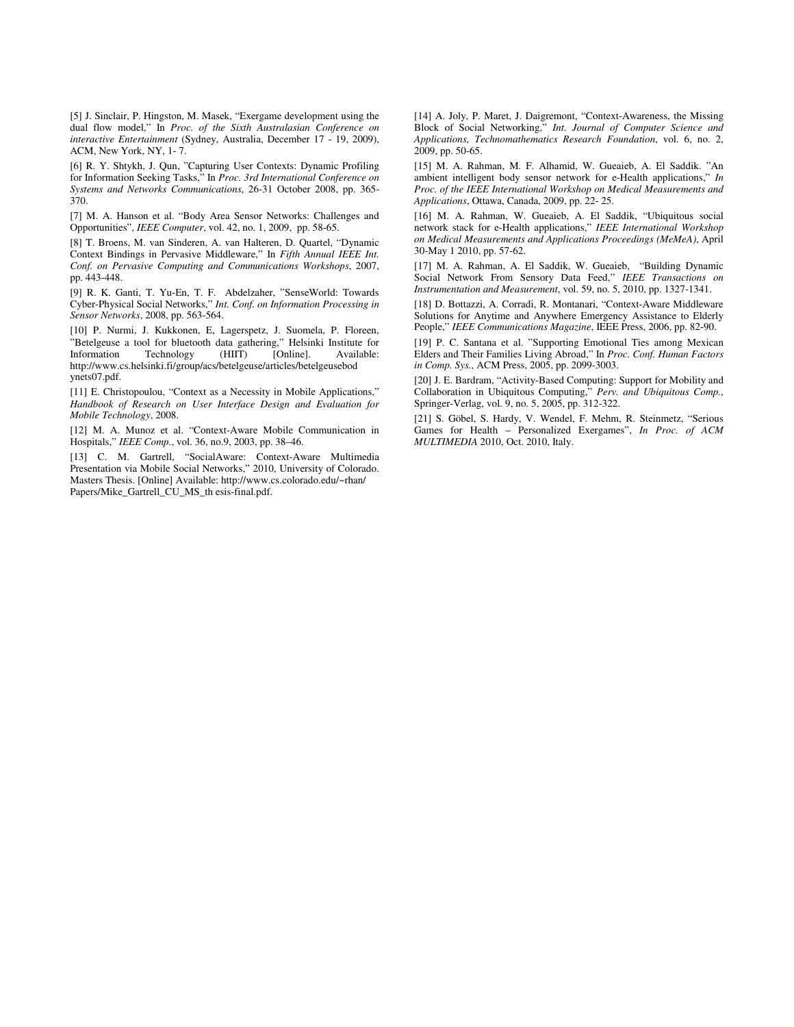[5] J. Sinclair, P. Hingston, M. Masek, "Exergame development using the dual flow model," In *Proc. of the Sixth Australasian Conference on interactive Entertainment* (Sydney, Australia, December 17 - 19, 2009), ACM, New York, NY, 1- 7.

[6] R. Y. Shtykh, J. Qun, "Capturing User Contexts: Dynamic Profiling for Information Seeking Tasks," In *Proc. 3rd International Conference on Systems and Networks Communications*, 26-31 October 2008, pp. 365-370.

[7] M. A. Hanson et al. "Body Area Sensor Networks: Challenges and Opportunities", *IEEE Computer*, vol. 42, no. 1, 2009, pp. 58-65.

[8] T. Broens, M. van Sinderen, A. van Halteren, D. Quartel, "Dynamic Context Bindings in Pervasive Middleware," In *Fifth Annual IEEE Int. Conf. on Pervasive Computing and Communications Workshops*, 2007, pp. 443-448.

[9] R. K. Ganti, T. Yu-En, T. F. Abdelzaher, "SenseWorld: Towards Cyber-Physical Social Networks," *Int. Conf. on Information Processing in Sensor Networks*, 2008, pp. 563-564.

[10] P. Nurmi, J. Kukkonen, E, Lagerspetz, J. Suomela, P. Floreen, "Betelgeuse a tool for bluetooth data gathering," Helsinki Institute for Information Technology (HIIT) [Online]. Available: http://www.cs.helsinki.fi/group/acs/betelgeuse/articles/betelgeusebod ynets07.pdf.

[11] E. Christopoulou, "Context as a Necessity in Mobile Applications," *Handbook of Research on User Interface Design and Evaluation for Mobile Technology*, 2008.

[12] M. A. Munoz et al. "Context-Aware Mobile Communication in Hospitals," *IEEE Comp.*, vol. 36, no.9, 2003, pp. 38–46.

[13] C. M. Gartrell, "SocialAware: Context-Aware Multimedia Presentation via Mobile Social Networks," 2010, University of Colorado. Masters Thesis. [Online] Available: http://www.cs.colorado.edu/~rhan/ Papers/Mike_Gartrell_CU_MS_th esis-final.pdf.

[14] A. Joly, P. Maret, J. Daigremont, "Context-Awareness, the Missing Block of Social Networking," *Int. Journal of Computer Science and Applications, Technomathematics Research Foundation*, vol. 6, no. 2, 2009, pp. 50-65.

[15] M. A. Rahman, M. F. Alhamid, W. Gueaieb, A. El Saddik. "An ambient intelligent body sensor network for e-Health applications," *In Proc. of the IEEE International Workshop on Medical Measurements and Applications*, Ottawa, Canada, 2009, pp. 22- 25.

[16] M. A. Rahman, W. Gueaieb, A. El Saddik, "Ubiquitous social network stack for e-Health applications," *IEEE International Workshop on Medical Measurements and Applications Proceedings (MeMeA)*, April 30-May 1 2010, pp. 57-62.

[17] M. A. Rahman, A. El Saddik, W. Gueaieb, "Building Dynamic Social Network From Sensory Data Feed," *IEEE Transactions on Instrumentation and Measurement*, vol. 59, no. 5, 2010, pp. 1327-1341.

[18] D. Bottazzi, A. Corradi, R. Montanari, "Context-Aware Middleware Solutions for Anytime and Anywhere Emergency Assistance to Elderly People," *IEEE Communications Magazine*, IEEE Press, 2006, pp. 82-90.

[19] P. C. Santana et al. "Supporting Emotional Ties among Mexican Elders and Their Families Living Abroad," In *Proc. Conf. Human Factors in Comp. Sys.*, ACM Press, 2005, pp. 2099-3003.

[20] J. E. Bardram, "Activity-Based Computing: Support for Mobility and Collaboration in Ubiquitous Computing," *Perv. and Ubiquitous Comp.*, Springer-Verlag, vol. 9, no. 5, 2005, pp. 312-322.

[21] S. Göbel, S. Hardy, V. Wendel, F. Mehm, R. Steinmetz, "Serious Games for Health – Personalized Exergames", *In Proc. of ACM MULTIMEDIA* 2010, Oct. 2010, Italy.